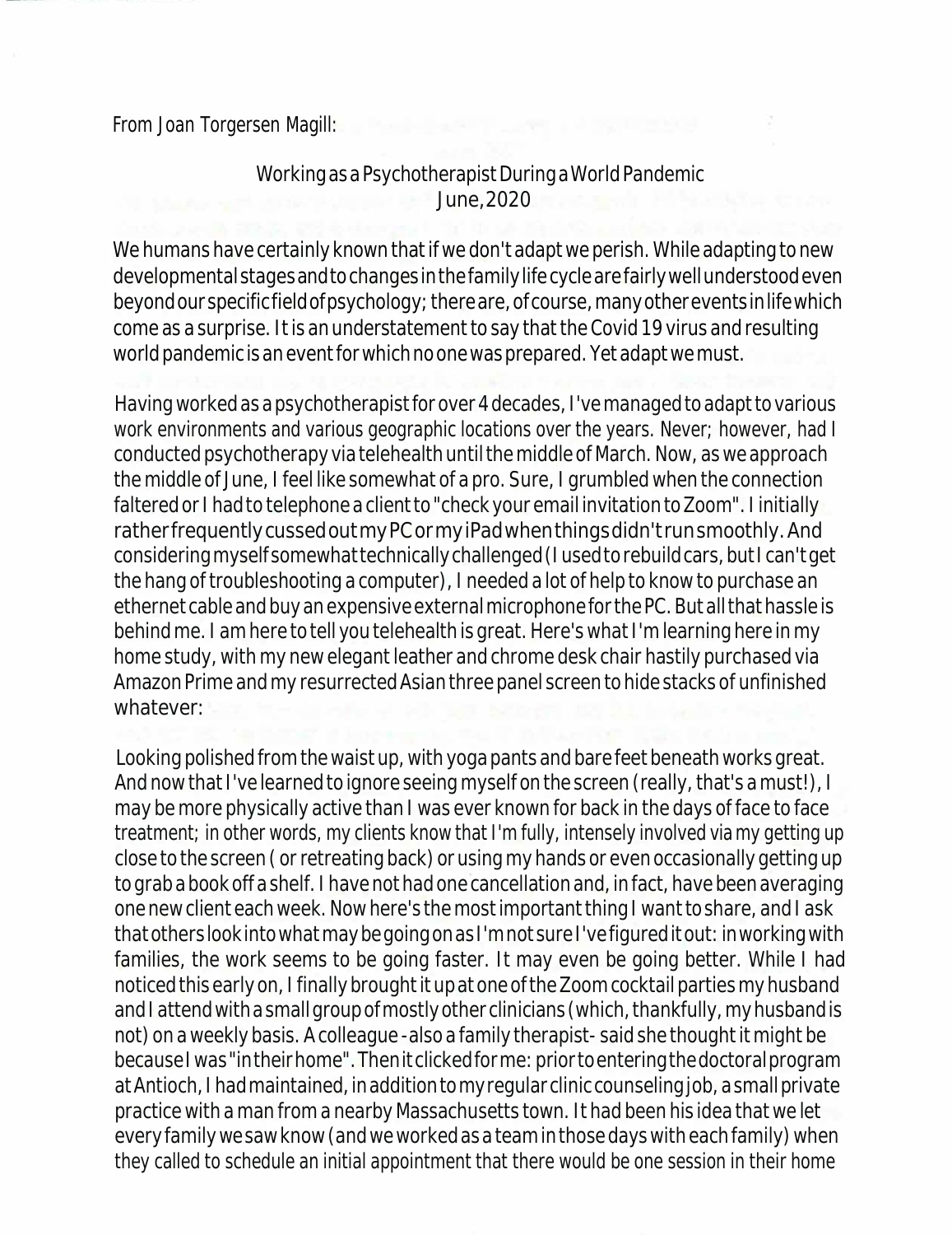From Joan Torgersen Magill:

Working as a Psychotherapist During a World Pandemic
June, 2020

We humans have certainly known that if we don't adapt we perish. While adapting to new developmental stages and to changes in the family life cycle are fairly well understood even beyond our specific field of psychology; there are, of course, many other events in life which come as a surprise. It is an understatement to say that the Covid 19 virus and resulting world pandemic is an event for which no one was prepared. Yet adapt we must.

Having worked as a psychotherapist for over 4 decades, I've managed to adapt to various work environments and various geographic locations over the years. Never; however, had I conducted psychotherapy via telehealth until the middle of March. Now, as we approach the middle of June, I feel like somewhat of a pro. Sure, I grumbled when the connection faltered or I had to telephone a client to "check your email invitation to Zoom". I initially rather frequently cussed out my PC or my iPad when things didn't run smoothly. And considering myself somewhat technically challenged (I used to rebuild cars, but I can't get the hang of troubleshooting a computer), I needed a lot of help to know to purchase an ethernet cable and buy an expensive external microphone for the PC. But all that hassle is behind me. I am here to tell you telehealth is great. Here's what I'm learning here in my home study, with my new elegant leather and chrome desk chair hastily purchased via Amazon Prime and my resurrected Asian three panel screen to hide stacks of unfinished whatever:

Looking polished from the waist up, with yoga pants and bare feet beneath works great. And now that I've learned to ignore seeing myself on the screen (really, that's a must!), I may be more physically active than I was ever known for back in the days of face to face treatment; in other words, my clients know that I'm fully, intensely involved via my getting up close to the screen ( or retreating back) or using my hands or even occasionally getting up to grab a book off a shelf. I have not had one cancellation and, in fact, have been averaging one new client each week. Now here's the most important thing I want to share, and I ask that others look into what may be going on as I'm not sure I've figured it out: in working with families, the work seems to be going faster. It may even be going better. While I had noticed this early on, I finally brought it up at one of the Zoom cocktail parties my husband and I attend with a small group of mostly other clinicians (which, thankfully, my husband is not) on a weekly basis. A colleague - also a family therapist- said she thought it might be because I was "in their home". Then it clicked for me: prior to entering the doctoral program at Antioch, I had maintained, in addition to my regular clinic counseling job, a small private practice with a man from a nearby Massachusetts town. It had been his idea that we let every family we saw know (and we worked as a team in those days with each family) when they called to schedule an initial appointment that there would be one session in their home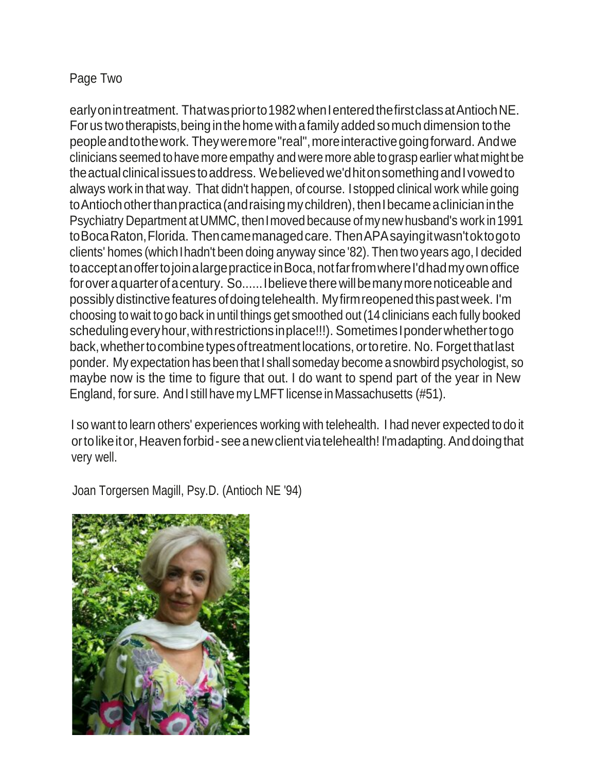Page Two

early on in treatment. That was prior to 1982 when I entered the first class at Antioch NE. For us two therapists, being in the home with a family added so much dimension to the people and to the work. They were more "real", more interactive going forward. And we clinicians seemed to have more empathy and were more able to grasp earlier what might be the actual clinical issues to address. We believed we'd hit on something and I vowed to always work in that way. That didn't happen, of course. I stopped clinical work while going to Antioch other than practica (and raising my children), then I became a clinician in the Psychiatry Department at UMMC, then I moved because of my new husband's work in 1991 to Boca Raton, Florida. Then came managed care. Then APA saying it wasn't ok to go to clients' homes (which I hadn't been doing anyway since '82). Then two years ago, I decided to accept an offer to join a large practice in Boca, not far from where I'd had my own office for over a quarter of a century. So...... I believe there will be many more noticeable and possibly distinctive features of doing telehealth. My firm reopened this past week. I'm choosing to wait to go back in until things get smoothed out (14 clinicians each fully booked scheduling every hour, with restrictions in place!!!). Sometimes I ponder whether to go back, whether to combine types of treatment locations, or to retire. No. Forget that last ponder. My expectation has been that I shall someday become a snowbird psychologist, so maybe now is the time to figure that out. I do want to spend part of the year in New England, for sure. And I still have my LMFT license in Massachusetts (#51).

I so want to learn others' experiences working with telehealth. I had never expected to do it or to like it or, Heaven forbid - see a new client via telehealth! I'm adapting. And doing that very well.

Joan Torgersen Magill, Psy.D. (Antioch NE '94)